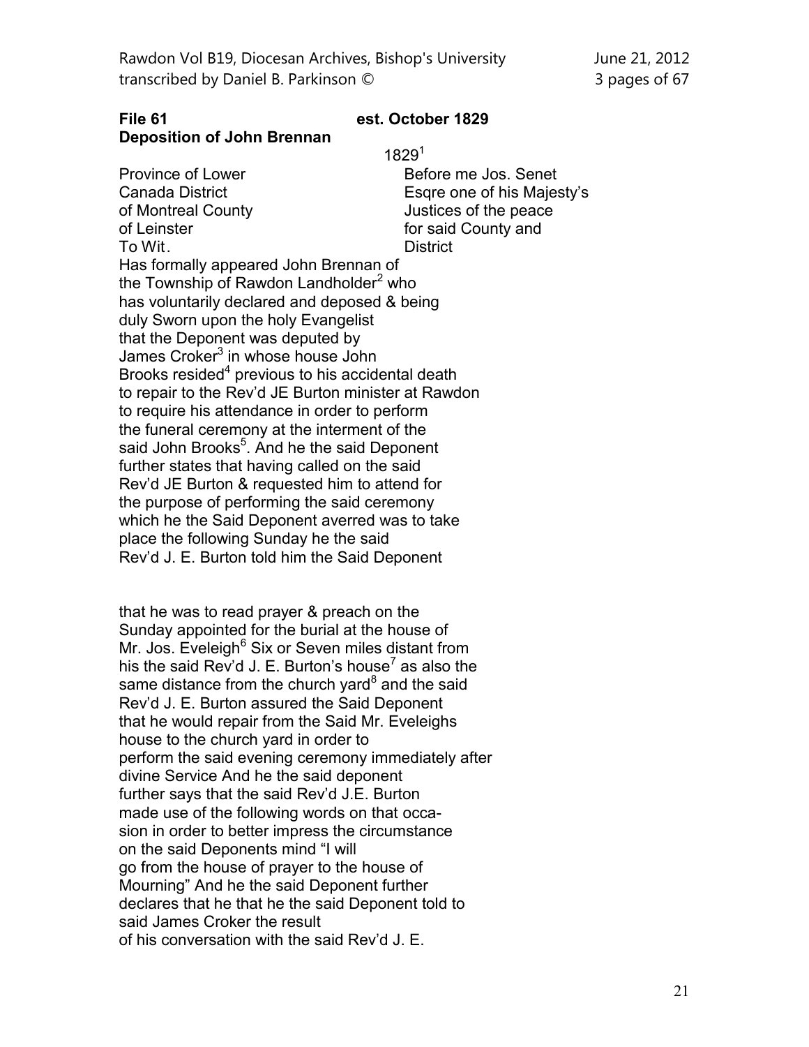**File 61** **est. October 1829**
**Deposition of John Brennan**

1829[1]

Province of Lower Canada District of Montreal County of Leinster To Wit.

Before me Jos. Senet Esqre one of his Majesty's Justices of the peace for said County and District

Has formally appeared John Brennan of the Township of Rawdon Landholder[2] who has voluntarily declared and deposed & being duly Sworn upon the holy Evangelist that the Deponent was deputed by James Croker[3] in whose house John Brooks resided[4] previous to his accidental death to repair to the Rev'd JE Burton minister at Rawdon to require his attendance in order to perform the funeral ceremony at the interment of the said John Brooks[5]. And he the said Deponent further states that having called on the said Rev'd JE Burton & requested him to attend for the purpose of performing the said ceremony which he the Said Deponent averred was to take place the following Sunday he the said Rev'd J. E. Burton told him the Said Deponent

that he was to read prayer & preach on the Sunday appointed for the burial at the house of Mr. Jos. Eveleigh[6] Six or Seven miles distant from his the said Rev'd J. E. Burton's house[7] as also the same distance from the church yard[8] and the said Rev'd J. E. Burton assured the Said Deponent that he would repair from the Said Mr. Eveleighs house to the church yard in order to perform the said evening ceremony immediately after divine Service And he the said deponent further says that the said Rev'd J.E. Burton made use of the following words on that occasion in order to better impress the circumstance on the said Deponents mind "I will go from the house of prayer to the house of Mourning" And he the said Deponent further declares that he that he the said Deponent told to said James Croker the result of his conversation with the said Rev'd J. E.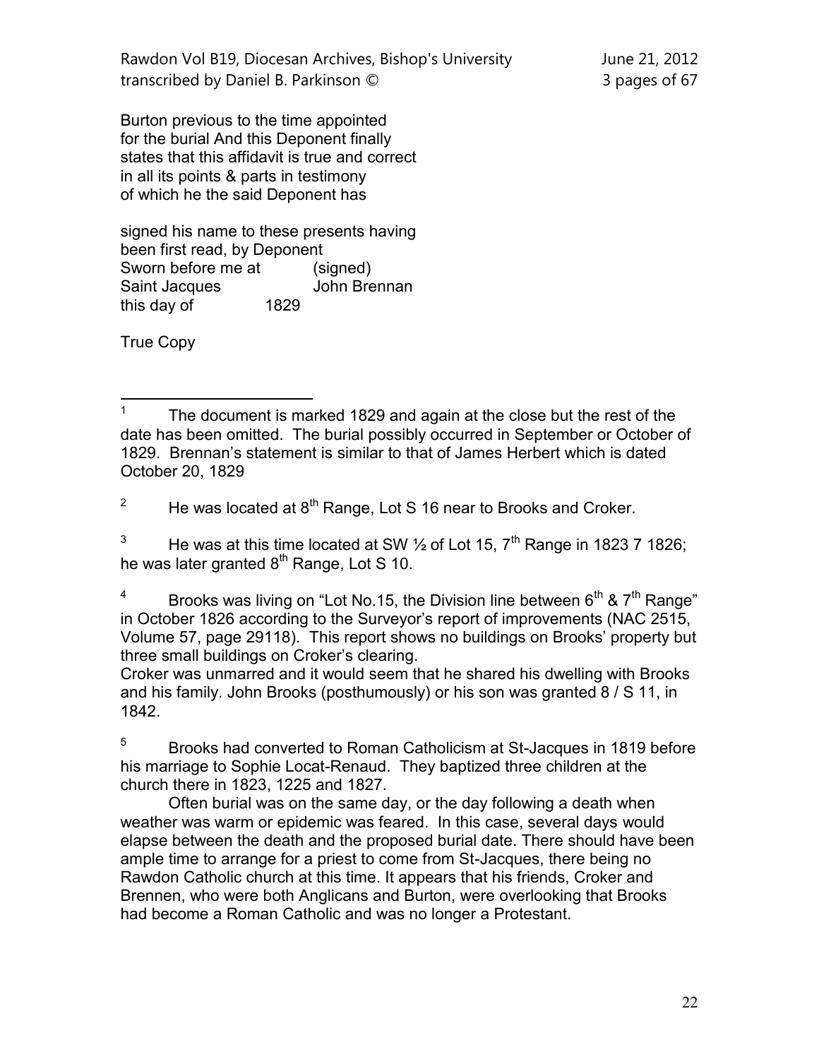Burton previous to the time appointed for the burial And this Deponent finally states that this affidavit is true and correct in all its points & parts in testimony of which he the said Deponent has

signed his name to these presents having been first read, by Deponent

Sworn before me at (signed)
Saint Jacques John Brennan
this day of 1829

True Copy

---

1 The document is marked 1829 and again at the close but the rest of the date has been omitted. The burial possibly occurred in September or October of 1829. Brennan's statement is similar to that of James Herbert which is dated October 20, 1829

2 He was located at 8th Range, Lot S 16 near to Brooks and Croker.

3 He was at this time located at SW ½ of Lot 15, 7th Range in 1823 7 1826; he was later granted 8th Range, Lot S 10.

4 Brooks was living on "Lot No.15, the Division line between 6th & 7th Range" in October 1826 according to the Surveyor's report of improvements (NAC 2515, Volume 57, page 29118). This report shows no buildings on Brooks' property but three small buildings on Croker's clearing.
Croker was unmarred and it would seem that he shared his dwelling with Brooks and his family. John Brooks (posthumously) or his son was granted 8 / S 11, in 1842.

5 Brooks had converted to Roman Catholicism at St-Jacques in 1819 before his marriage to Sophie Locat-Renaud. They baptized three children at the church there in 1823, 1225 and 1827.

Often burial was on the same day, or the day following a death when weather was warm or epidemic was feared. In this case, several days would elapse between the death and the proposed burial date. There should have been ample time to arrange for a priest to come from St-Jacques, there being no Rawdon Catholic church at this time. It appears that his friends, Croker and Brennen, who were both Anglicans and Burton, were overlooking that Brooks had become a Roman Catholic and was no longer a Protestant.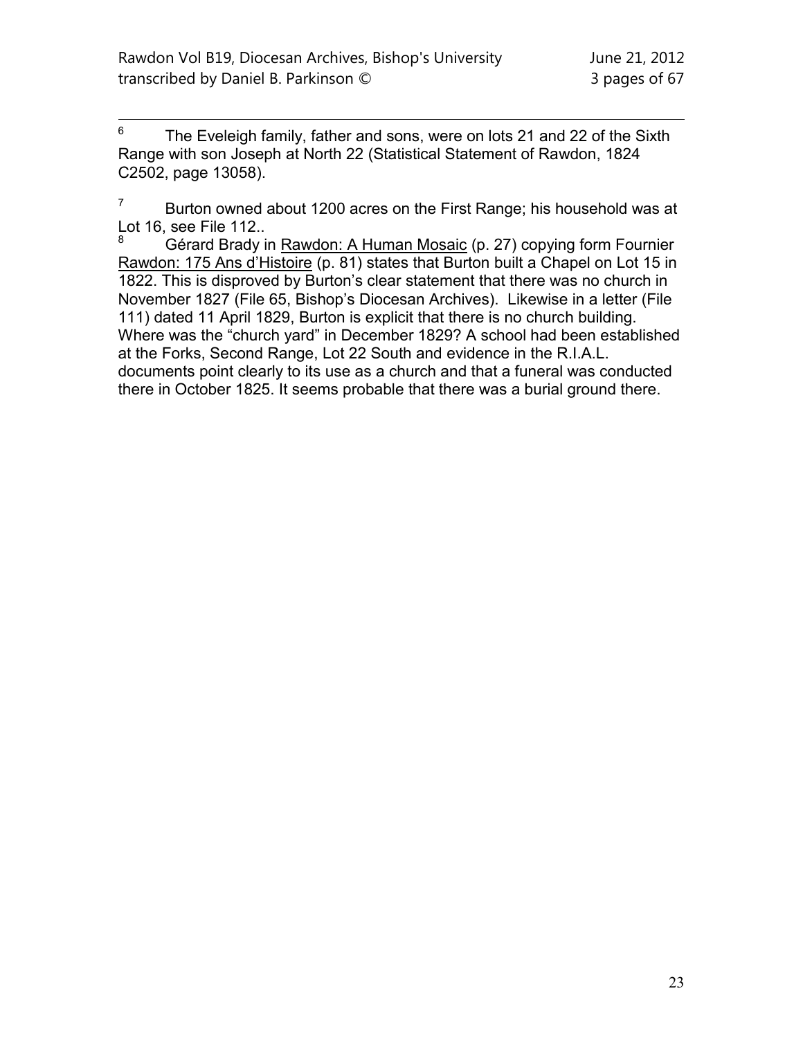[6] The Eveleigh family, father and sons, were on lots 21 and 22 of the Sixth Range with son Joseph at North 22 (Statistical Statement of Rawdon, 1824 C2502, page 13058).

[7] Burton owned about 1200 acres on the First Range; his household was at Lot 16, see File 112..

[8] Gérard Brady in Rawdon: A Human Mosaic (p. 27) copying form Fournier Rawdon: 175 Ans d'Histoire (p. 81) states that Burton built a Chapel on Lot 15 in 1822. This is disproved by Burton's clear statement that there was no church in November 1827 (File 65, Bishop's Diocesan Archives). Likewise in a letter (File 111) dated 11 April 1829, Burton is explicit that there is no church building. Where was the "church yard" in December 1829? A school had been established at the Forks, Second Range, Lot 22 South and evidence in the R.I.A.L. documents point clearly to its use as a church and that a funeral was conducted there in October 1825. It seems probable that there was a burial ground there.